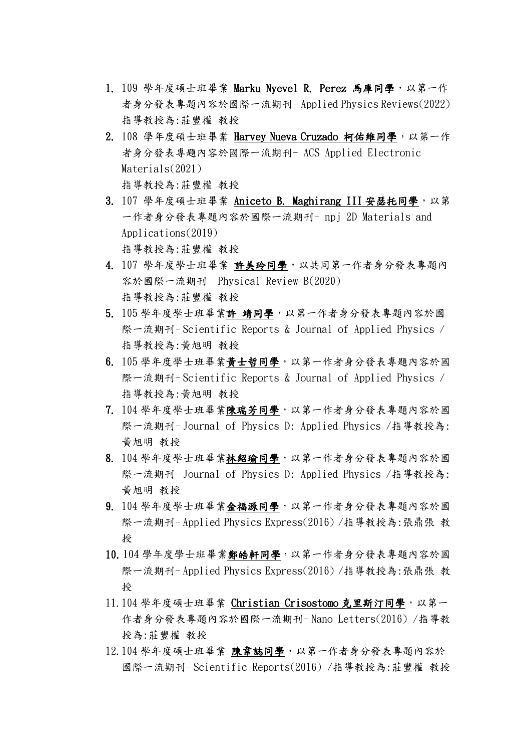1. 109 學年度碩士班畢業 **Marku Nyevel R. Perez 馬庫同學**，以第一作者身分發表專題內容於國際一流期刊- Applied Physics Reviews(2022)
   指導教授為:莊豐權 教授
2. 108 學年度碩士班畢業 **Harvey Nueva Cruzado 柯佑維同學**，以第一作者身分發表專題內容於國際一流期刊- ACS Applied Electronic Materials(2021)
   指導教授為:莊豐權 教授
3. 107 學年度碩士班畢業 **Aniceto B. Maghirang III 安瑟托同學**，以第一作者身分發表專題內容於國際一流期刊- npj 2D Materials and Applications(2019)
   指導教授為:莊豐權 教授
4. 107 學年度學士班畢業 **許美玲同學**，以共同第一作者身分發表專題內容於國際一流期刊- Physical Review B(2020)
   指導教授為:莊豐權 教授
5. 105 學年度學士班畢業**許 靖同學**，以第一作者身分發表專題內容於國際一流期刊- Scientific Reports & Journal of Applied Physics /
   指導教授為:黃旭明 教授
6. 105 學年度學士班畢業**黃士哲同學**，以第一作者身分發表專題內容於國際一流期刊- Scientific Reports & Journal of Applied Physics /
   指導教授為:黃旭明 教授
7. 104 學年度學士班畢業**陳瑞芳同學**，以第一作者身分發表專題內容於國際一流期刊- Journal of Physics D: Applied Physics /指導教授為:黃旭明 教授
8. 104 學年度學士班畢業**林紹瑜同學**，以第一作者身分發表專題內容於國際一流期刊- Journal of Physics D: Applied Physics /指導教授為:黃旭明 教授
9. 104 學年度學士班畢業**金福源同學**，以第一作者身分發表專題內容於國際一流期刊- Applied Physics Express(2016) /指導教授為:張鼎張 教授
10. 104 學年度學士班畢業**鄭皓軒同學**，以第一作者身分發表專題內容於國際一流期刊- Applied Physics Express(2016) /指導教授為:張鼎張 教授
11. 104 學年度碩士班畢業 **Christian Crisostomo 克里斯汀同學**，以第一作者身分發表專題內容於國際一流期刊- Nano Letters(2016) /指導教授為:莊豐權 教授
12. 104 學年度碩士班畢業 **陳韋誌同學**，以第一作者身分發表專題內容於國際一流期刊- Scientific Reports(2016) /指導教授為:莊豐權 教授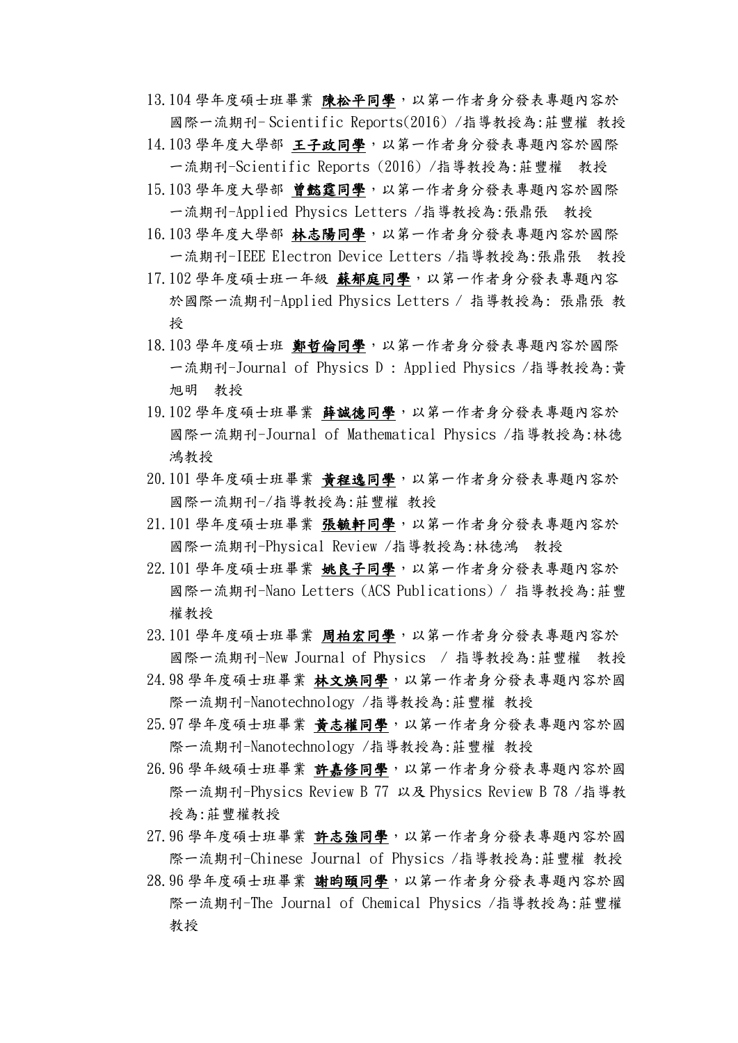13. 104 學年度碩士班畢業 **陳松平同學**，以第一作者身分發表專題內容於國際一流期刊- Scientific Reports(2016) /指導教授為:莊豐權 教授
14. 103 學年度大學部 **王子政同學**，以第一作者身分發表專題內容於國際一流期刊-Scientific Reports (2016) /指導教授為:莊豐權　教授
15. 103 學年度大學部 **曾懿霆同學**，以第一作者身分發表專題內容於國際一流期刊-Applied Physics Letters /指導教授為:張鼎張　教授
16. 103 學年度大學部 **林志陽同學**，以第一作者身分發表專題內容於國際一流期刊-IEEE Electron Device Letters /指導教授為:張鼎張　教授
17. 102 學年度碩士班一年級 **蘇郁庭同學**，以第一作者身分發表專題內容於國際一流期刊-Applied Physics Letters / 指導教授為: 張鼎張 教授
18. 103 學年度碩士班 **鄭哲倫同學**，以第一作者身分發表專題內容於國際一流期刊-Journal of Physics D : Applied Physics /指導教授為:黃旭明　教授
19. 102 學年度碩士班畢業 **薛誠德同學**，以第一作者身分發表專題內容於國際一流期刊-Journal of Mathematical Physics /指導教授為:林德鴻教授
20. 101 學年度碩士班畢業 **黃程逸同學**，以第一作者身分發表專題內容於國際一流期刊-/指導教授為:莊豐權 教授
21. 101 學年度碩士班畢業 **張毓軒同學**，以第一作者身分發表專題內容於國際一流期刊-Physical Review /指導教授為:林德鴻　教授
22. 101 學年度碩士班畢業 **姚良子同學**，以第一作者身分發表專題內容於國際一流期刊-Nano Letters (ACS Publications) / 指導教授為:莊豐權教授
23. 101 學年度碩士班畢業 **周柏宏同學**，以第一作者身分發表專題內容於國際一流期刊-New Journal of Physics　/ 指導教授為:莊豐權　教授
24. 98 學年度碩士班畢業 **林文煥同學**，以第一作者身分發表專題內容於國際一流期刊-Nanotechnology /指導教授為:莊豐權 教授
25. 97 學年度碩士班畢業 **黃志權同學**，以第一作者身分發表專題內容於國際一流期刊-Nanotechnology /指導教授為:莊豐權 教授
26. 96 學年級碩士班畢業 **許嘉修同學**，以第一作者身分發表專題內容於國際一流期刊-Physics Review B 77 以及 Physics Review B 78 /指導教授為:莊豐權教授
27. 96 學年度碩士班畢業 **許志強同學**，以第一作者身分發表專題內容於國際一流期刊-Chinese Journal of Physics /指導教授為:莊豐權 教授
28. 96 學年度碩士班畢業 **謝昀頤同學**，以第一作者身分發表專題內容於國際一流期刊-The Journal of Chemical Physics /指導教授為:莊豐權教授